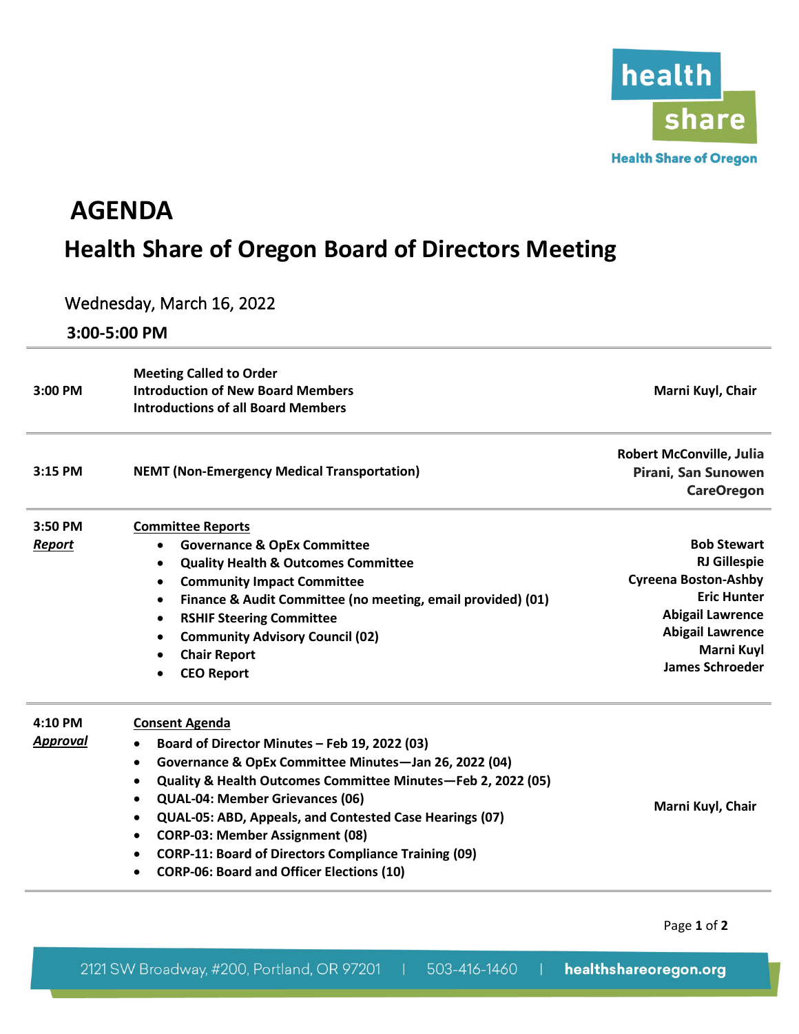# AGENDA

## Health Share of Oregon Board of Directors Meeting

Wednesday, March 16, 2022

**3:00-5:00 PM**

| Time | Item | Presenter |
|---|---|---|
| **3:00 PM** | **Meeting Called to Order**<br>**Introduction of New Board Members**<br>**Introductions of all Board Members** | **Marni Kuyl, Chair** |
| **3:15 PM** | **NEMT (Non-Emergency Medical Transportation)** | **Robert McConville, Julia Pirani, San Sunowen CareOregon** |
| **3:50 PM**<br>***Report*** | **Committee Reports**<br>• **Governance & OpEx Committee**<br>• **Quality Health & Outcomes Committee**<br>• **Community Impact Committee**<br>• **Finance & Audit Committee (no meeting, email provided) (01)**<br>• **RSHIF Steering Committee**<br>• **Community Advisory Council (02)**<br>• **Chair Report**<br>• **CEO Report** | **Bob Stewart**<br>**RJ Gillespie**<br>**Cyreena Boston-Ashby**<br>**Eric Hunter**<br>**Abigail Lawrence**<br>**Abigail Lawrence**<br>**Marni Kuyl**<br>**James Schroeder** |
| **4:10 PM**<br>***Approval*** | **Consent Agenda**<br>• **Board of Director Minutes – Feb 19, 2022 (03)**<br>• **Governance & OpEx Committee Minutes—Jan 26, 2022 (04)**<br>• **Quality & Health Outcomes Committee Minutes—Feb 2, 2022 (05)**<br>• **QUAL-04: Member Grievances (06)**<br>• **QUAL-05: ABD, Appeals, and Contested Case Hearings (07)**<br>• **CORP-03: Member Assignment (08)**<br>• **CORP-11: Board of Directors Compliance Training (09)**<br>• **CORP-06: Board and Officer Elections (10)** | **Marni Kuyl, Chair** |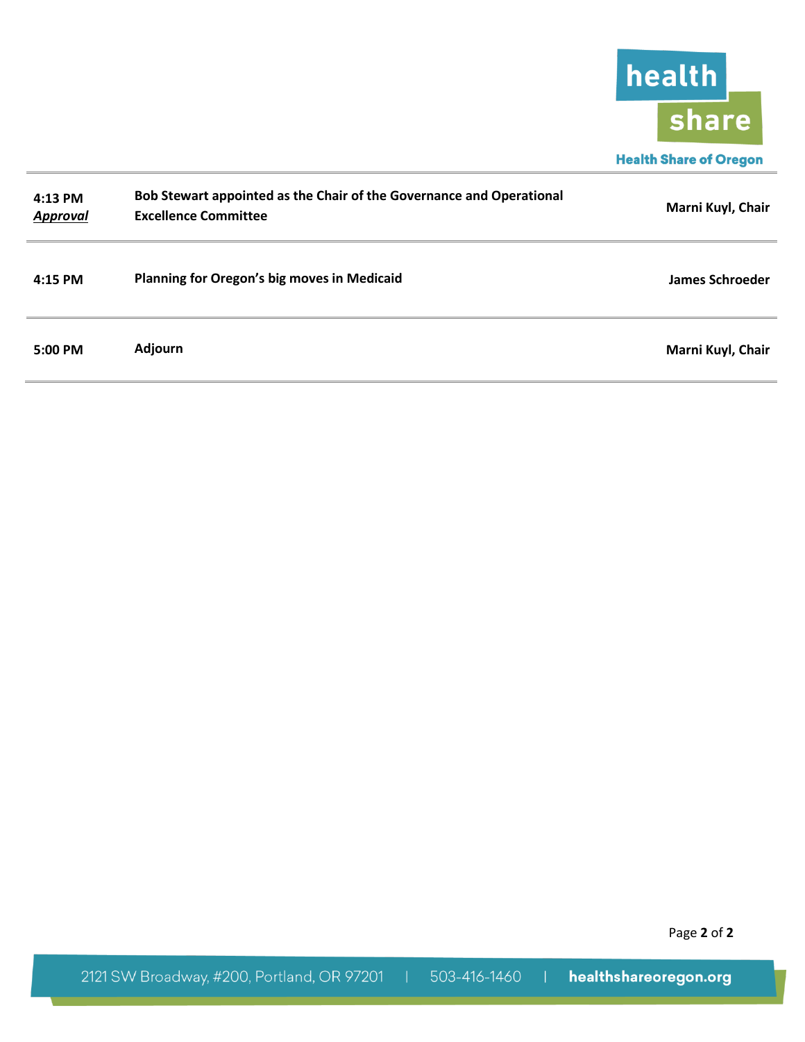| | | |
|---|---|---|
| **4:13 PM** ***Approval*** | **Bob Stewart appointed as the Chair of the Governance and Operational Excellence Committee** | **Marni Kuyl, Chair** |
| **4:15 PM** | **Planning for Oregon's big moves in Medicaid** | **James Schroeder** |
| **5:00 PM** | **Adjourn** | **Marni Kuyl, Chair** |